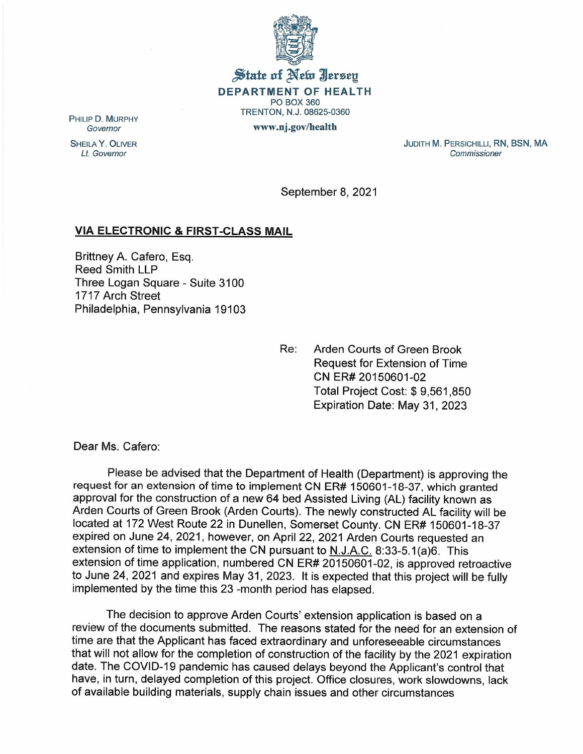State of New Jersey

**DEPARTMENT OF HEALTH**
PO BOX 360
TRENTON, N.J. 08625-0360
www.nj.gov/health

PHILIP D. MURPHY
*Governor*

SHEILA Y. OLIVER
*Lt. Governor*

JUDITH M. PERSICHILLI, RN, BSN, MA
*Commissioner*

September 8, 2021

**VIA ELECTRONIC & FIRST-CLASS MAIL**

Brittney A. Cafero, Esq.
Reed Smith LLP
Three Logan Square - Suite 3100
1717 Arch Street
Philadelphia, Pennsylvania 19103

Re: Arden Courts of Green Brook
Request for Extension of Time
CN ER# 20150601-02
Total Project Cost: $ 9,561,850
Expiration Date: May 31, 2023

Dear Ms. Cafero:

Please be advised that the Department of Health (Department) is approving the request for an extension of time to implement CN ER# 150601-18-37, which granted approval for the construction of a new 64 bed Assisted Living (AL) facility known as Arden Courts of Green Brook (Arden Courts). The newly constructed AL facility will be located at 172 West Route 22 in Dunellen, Somerset County. CN ER# 150601-18-37 expired on June 24, 2021, however, on April 22, 2021 Arden Courts requested an extension of time to implement the CN pursuant to N.J.A.C. 8:33-5.1(a)6. This extension of time application, numbered CN ER# 20150601-02, is approved retroactive to June 24, 2021 and expires May 31, 2023. It is expected that this project will be fully implemented by the time this 23 -month period has elapsed.

The decision to approve Arden Courts' extension application is based on a review of the documents submitted. The reasons stated for the need for an extension of time are that the Applicant has faced extraordinary and unforeseeable circumstances that will not allow for the completion of construction of the facility by the 2021 expiration date. The COVID-19 pandemic has caused delays beyond the Applicant's control that have, in turn, delayed completion of this project. Office closures, work slowdowns, lack of available building materials, supply chain issues and other circumstances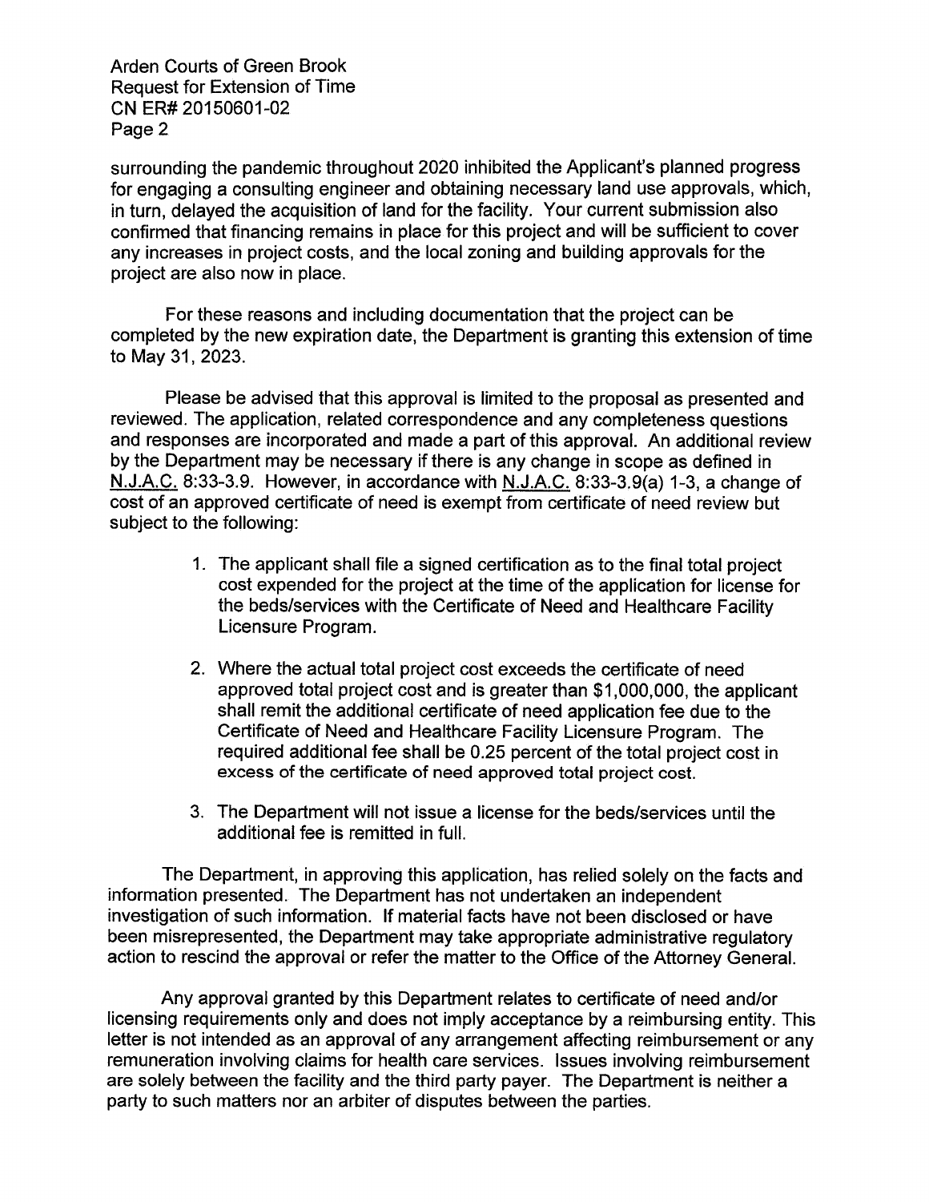surrounding the pandemic throughout 2020 inhibited the Applicant's planned progress for engaging a consulting engineer and obtaining necessary land use approvals, which, in turn, delayed the acquisition of land for the facility. Your current submission also confirmed that financing remains in place for this project and will be sufficient to cover any increases in project costs, and the local zoning and building approvals for the project are also now in place.

For these reasons and including documentation that the project can be completed by the new expiration date, the Department is granting this extension of time to May 31, 2023.

Please be advised that this approval is limited to the proposal as presented and reviewed. The application, related correspondence and any completeness questions and responses are incorporated and made a part of this approval. An additional review by the Department may be necessary if there is any change in scope as defined in N.J.A.C. 8:33-3.9. However, in accordance with N.J.A.C. 8:33-3.9(a) 1-3, a change of cost of an approved certificate of need is exempt from certificate of need review but subject to the following:

1. The applicant shall file a signed certification as to the final total project cost expended for the project at the time of the application for license for the beds/services with the Certificate of Need and Healthcare Facility Licensure Program.

2. Where the actual total project cost exceeds the certificate of need approved total project cost and is greater than $1,000,000, the applicant shall remit the additional certificate of need application fee due to the Certificate of Need and Healthcare Facility Licensure Program. The required additional fee shall be 0.25 percent of the total project cost in excess of the certificate of need approved total project cost.

3. The Department will not issue a license for the beds/services until the additional fee is remitted in full.

The Department, in approving this application, has relied solely on the facts and information presented. The Department has not undertaken an independent investigation of such information. If material facts have not been disclosed or have been misrepresented, the Department may take appropriate administrative regulatory action to rescind the approval or refer the matter to the Office of the Attorney General.

Any approval granted by this Department relates to certificate of need and/or licensing requirements only and does not imply acceptance by a reimbursing entity. This letter is not intended as an approval of any arrangement affecting reimbursement or any remuneration involving claims for health care services. Issues involving reimbursement are solely between the facility and the third party payer. The Department is neither a party to such matters nor an arbiter of disputes between the parties.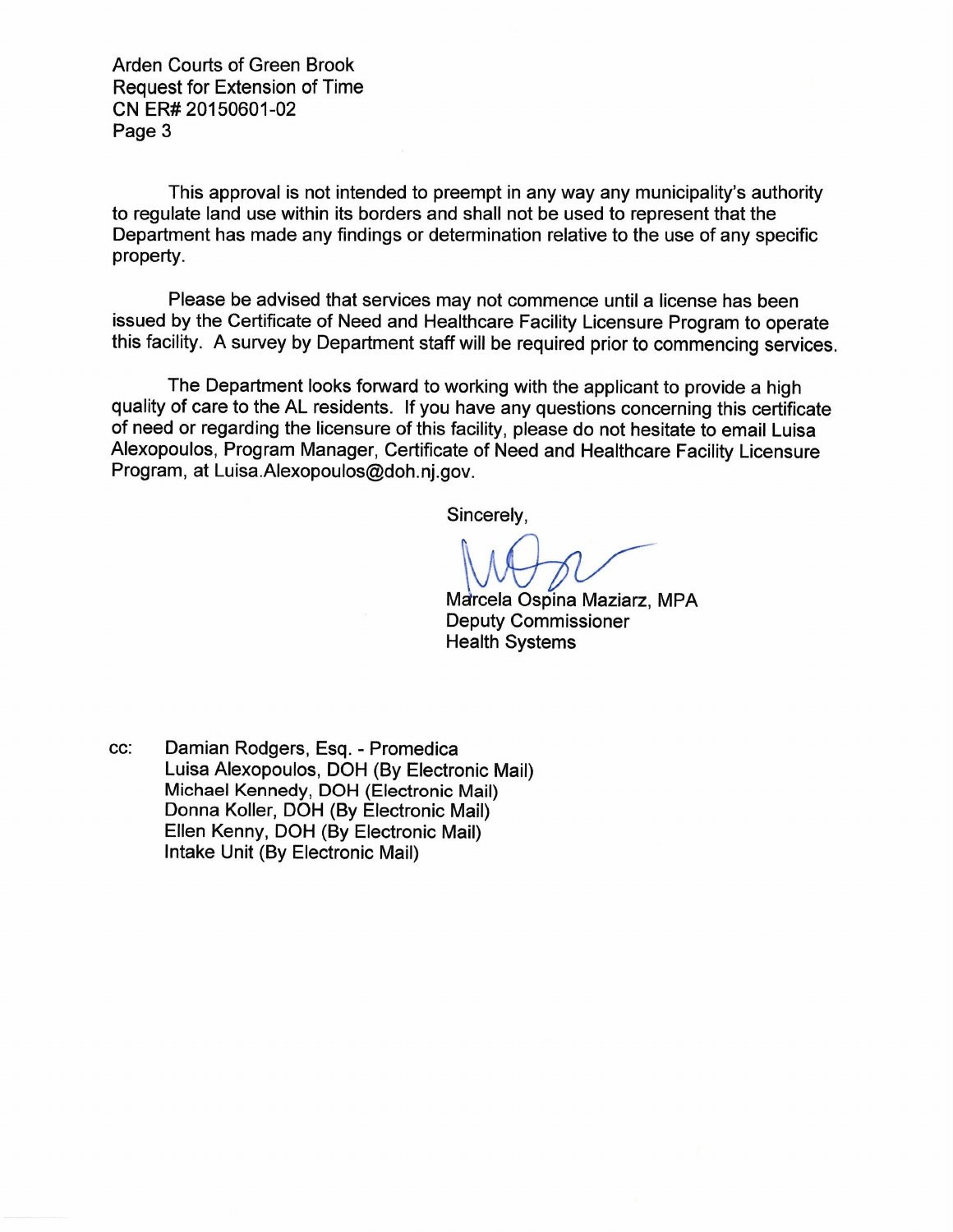This approval is not intended to preempt in any way any municipality's authority to regulate land use within its borders and shall not be used to represent that the Department has made any findings or determination relative to the use of any specific property.

Please be advised that services may not commence until a license has been issued by the Certificate of Need and Healthcare Facility Licensure Program to operate this facility. A survey by Department staff will be required prior to commencing services.

The Department looks forward to working with the applicant to provide a high quality of care to the AL residents. If you have any questions concerning this certificate of need or regarding the licensure of this facility, please do not hesitate to email Luisa Alexopoulos, Program Manager, Certificate of Need and Healthcare Facility Licensure Program, at Luisa.Alexopoulos@doh.nj.gov.

Sincerely,

Marcela Ospina Maziarz, MPA
Deputy Commissioner
Health Systems

cc: Damian Rodgers, Esq. - Promedica
Luisa Alexopoulos, DOH (By Electronic Mail)
Michael Kennedy, DOH (Electronic Mail)
Donna Koller, DOH (By Electronic Mail)
Ellen Kenny, DOH (By Electronic Mail)
Intake Unit (By Electronic Mail)